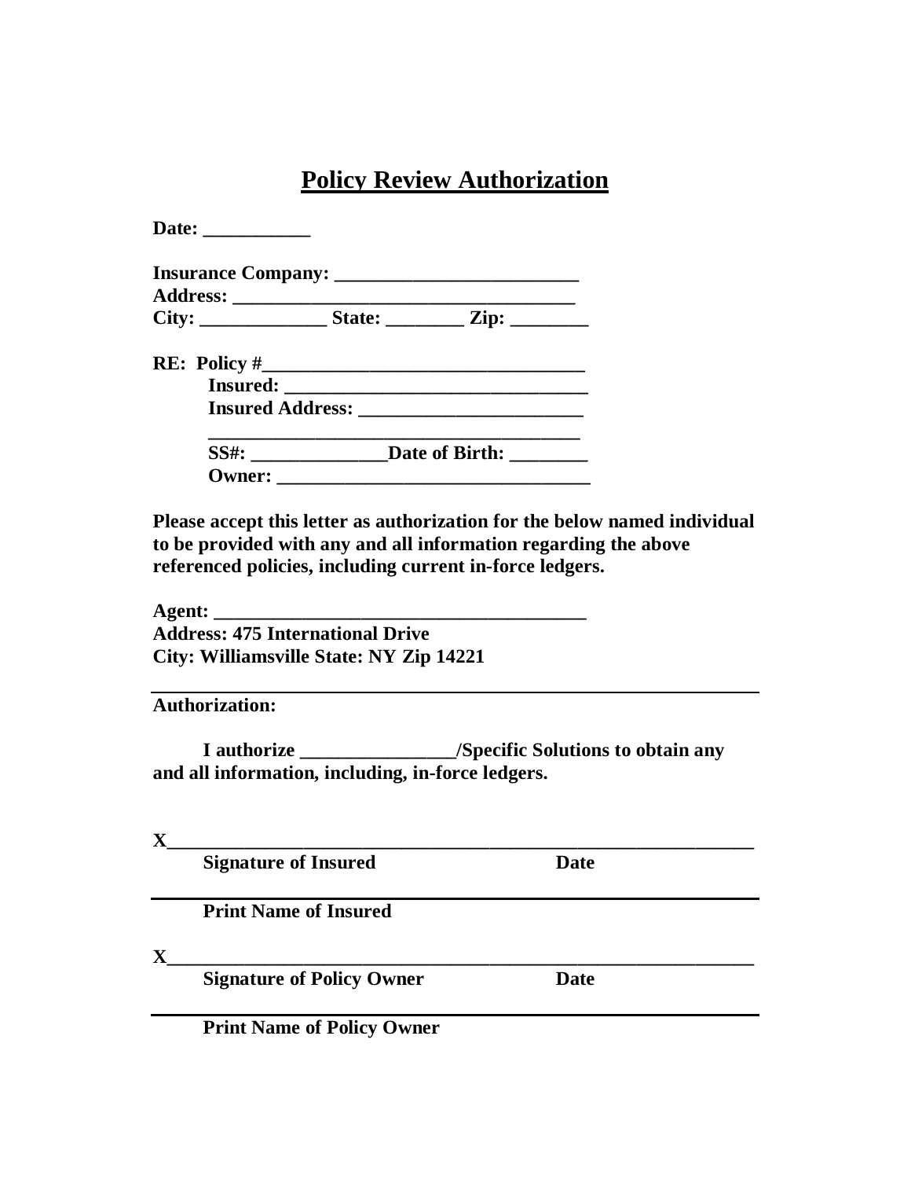# Policy Review Authorization

**Date: ___________**

**Insurance Company: _________________________**
**Address: ___________________________________**
**City: _____________ State: ________ Zip: ________**

**RE: Policy #_________________________________**
**Insured: _______________________________**
**Insured Address: _______________________**
**______________________________________**
**SS#: ______________Date of Birth: ________**
**Owner: ________________________________**

**Please accept this letter as authorization for the below named individual to be provided with any and all information regarding the above referenced policies, including current in-force ledgers.**

**Agent: ______________________________________**
**Address: 475 International Drive**
**City: Williamsville State: NY Zip 14221**

---

**Authorization:**

**I authorize ________________/Specific Solutions to obtain any and all information, including, in-force ledgers.**

**X____________________________________________________________**
**Signature of Insured Date**

**____________________________________________________________**
**Print Name of Insured**

**X____________________________________________________________**
**Signature of Policy Owner Date**

**____________________________________________________________**
**Print Name of Policy Owner**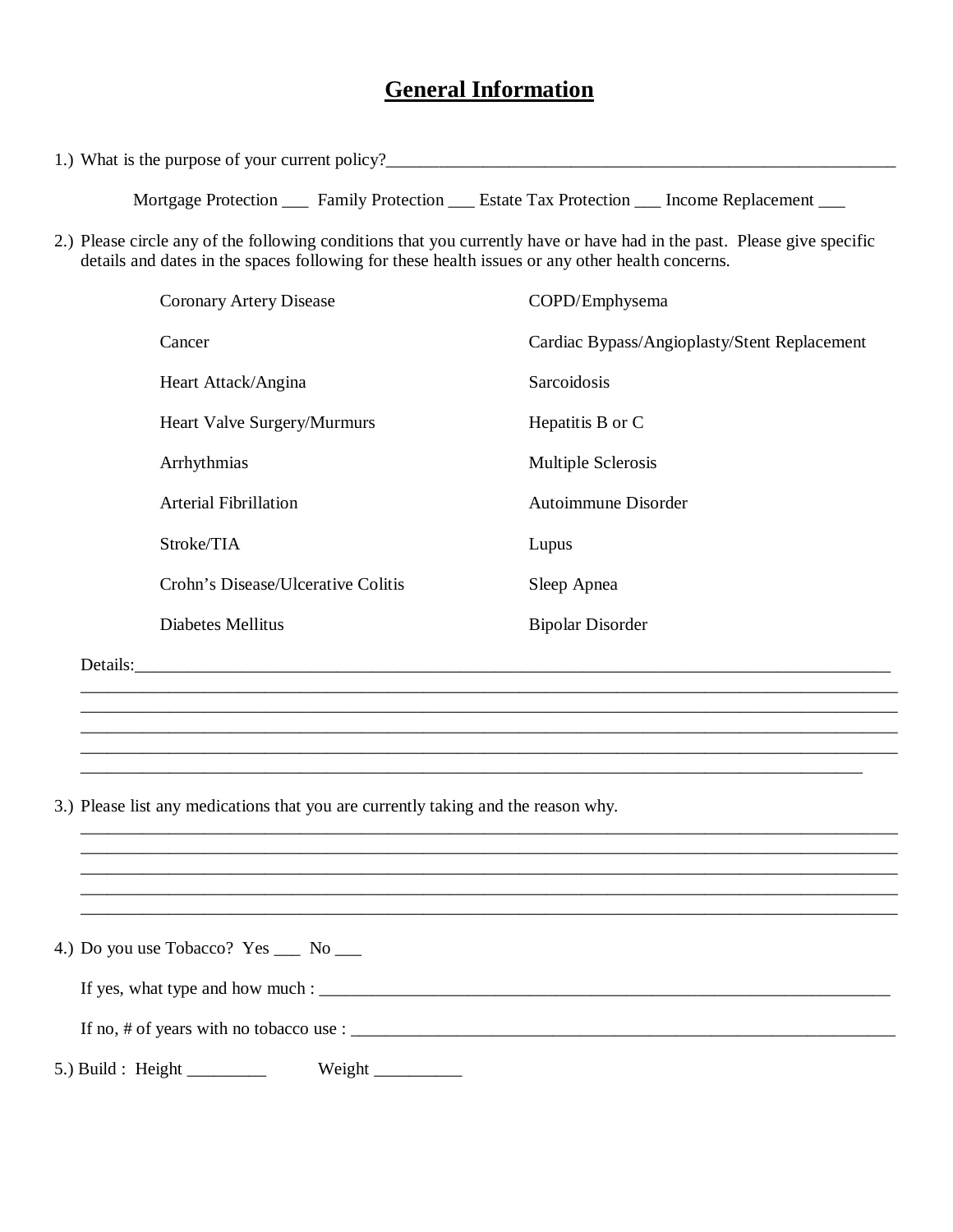# General Information

1.) What is the purpose of your current policy?___________________________________________________________

Mortgage Protection ___ Family Protection ___ Estate Tax Protection ___ Income Replacement ___

2.) Please circle any of the following conditions that you currently have or have had in the past. Please give specific details and dates in the spaces following for these health issues or any other health concerns.

| | |
|---|---|
| Coronary Artery Disease | COPD/Emphysema |
| Cancer | Cardiac Bypass/Angioplasty/Stent Replacement |
| Heart Attack/Angina | Sarcoidosis |
| Heart Valve Surgery/Murmurs | Hepatitis B or C |
| Arrhythmias | Multiple Sclerosis |
| Arterial Fibrillation | Autoimmune Disorder |
| Stroke/TIA | Lupus |
| Crohn's Disease/Ulcerative Colitis | Sleep Apnea |
| Diabetes Mellitus | Bipolar Disorder |

Details:___________________________________________________________________________________________
_____________________________________________________________________________________________________
_____________________________________________________________________________________________________
_____________________________________________________________________________________________________
_____________________________________________________________________________________________________
_____________________________________________________________________________________________

3.) Please list any medications that you are currently taking and the reason why.
_____________________________________________________________________________________________________
_____________________________________________________________________________________________________
_____________________________________________________________________________________________________
_____________________________________________________________________________________________________
_____________________________________________________________________________________________________

4.) Do you use Tobacco? Yes ___ No ___

If yes, what type and how much : ___________________________________________________________________

If no, # of years with no tobacco use : _______________________________________________________________

5.) Build : Height _________ Weight __________